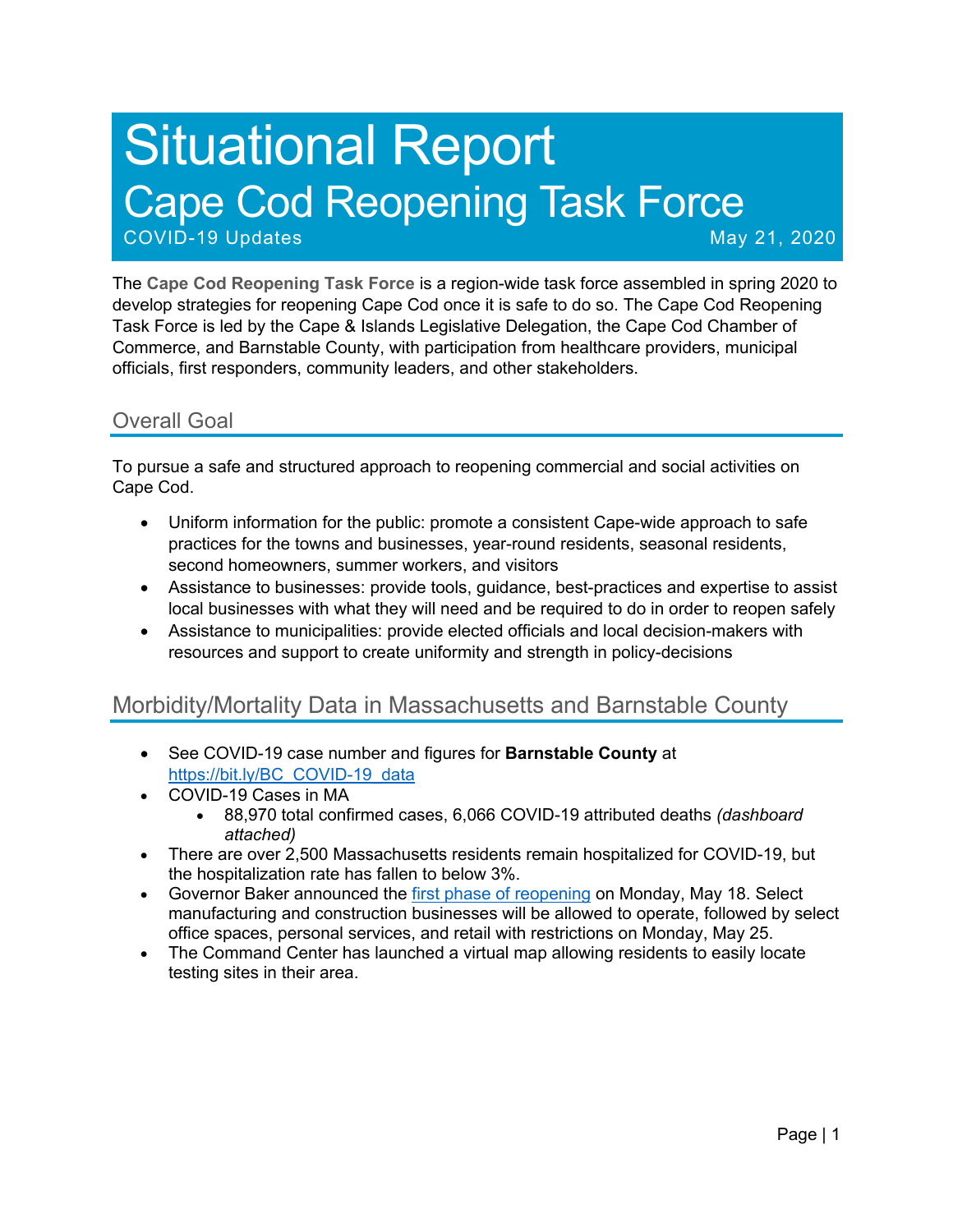# Situational Report

## Cape Cod Reopening Task Force

COVID-19 Updates — May 21, 2020

The **Cape Cod Reopening Task Force** is a region-wide task force assembled in spring 2020 to develop strategies for reopening Cape Cod once it is safe to do so. The Cape Cod Reopening Task Force is led by the Cape & Islands Legislative Delegation, the Cape Cod Chamber of Commerce, and Barnstable County, with participation from healthcare providers, municipal officials, first responders, community leaders, and other stakeholders.

## Overall Goal

To pursue a safe and structured approach to reopening commercial and social activities on Cape Cod.

- Uniform information for the public: promote a consistent Cape-wide approach to safe practices for the towns and businesses, year-round residents, seasonal residents, second homeowners, summer workers, and visitors
- Assistance to businesses: provide tools, guidance, best-practices and expertise to assist local businesses with what they will need and be required to do in order to reopen safely
- Assistance to municipalities: provide elected officials and local decision-makers with resources and support to create uniformity and strength in policy-decisions

## Morbidity/Mortality Data in Massachusetts and Barnstable County

- See COVID-19 case number and figures for **Barnstable County** at https://bit.ly/BC_COVID-19_data
- COVID-19 Cases in MA
  - 88,970 total confirmed cases, 6,066 COVID-19 attributed deaths *(dashboard attached)*
- There are over 2,500 Massachusetts residents remain hospitalized for COVID-19, but the hospitalization rate has fallen to below 3%.
- Governor Baker announced the first phase of reopening on Monday, May 18. Select manufacturing and construction businesses will be allowed to operate, followed by select office spaces, personal services, and retail with restrictions on Monday, May 25.
- The Command Center has launched a virtual map allowing residents to easily locate testing sites in their area.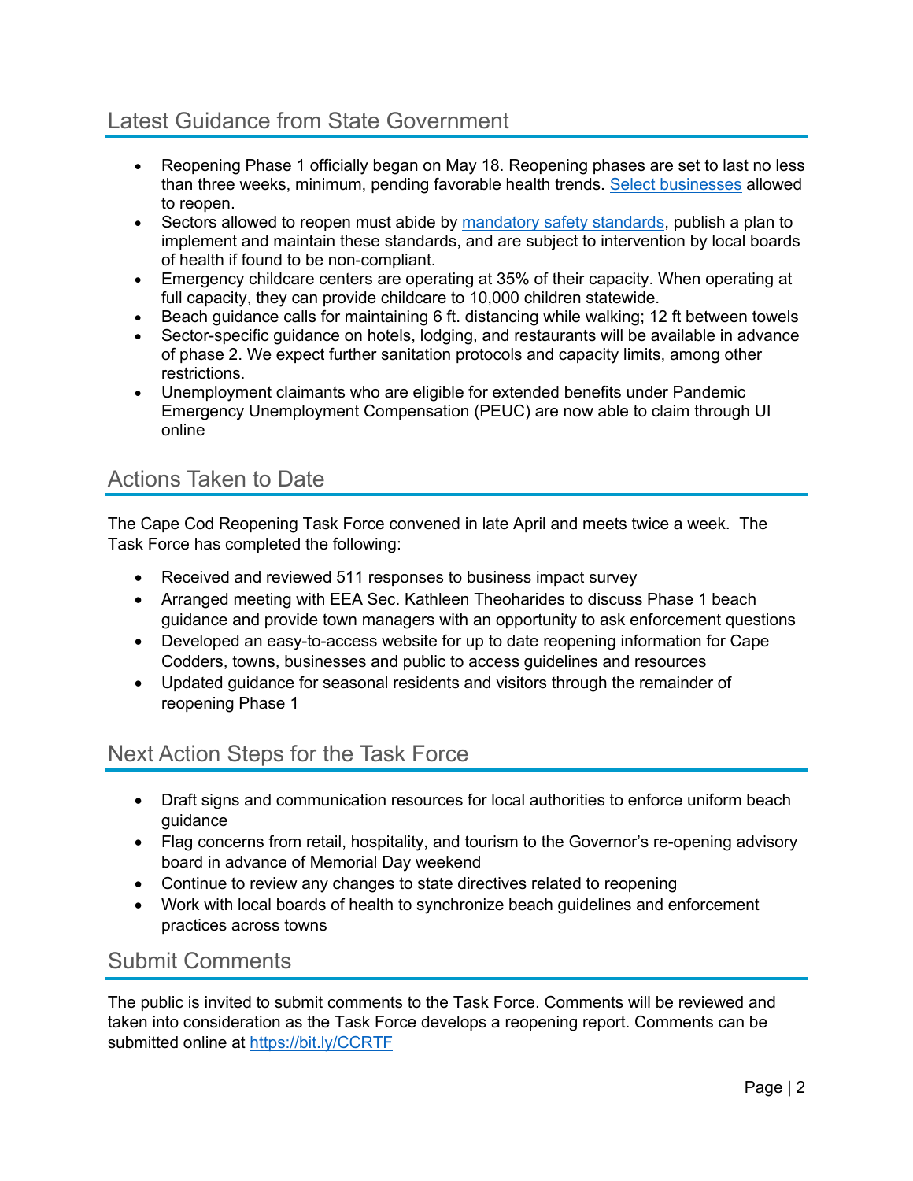## Latest Guidance from State Government

- Reopening Phase 1 officially began on May 18. Reopening phases are set to last no less than three weeks, minimum, pending favorable health trends. Select businesses allowed to reopen.
- Sectors allowed to reopen must abide by mandatory safety standards, publish a plan to implement and maintain these standards, and are subject to intervention by local boards of health if found to be non-compliant.
- Emergency childcare centers are operating at 35% of their capacity. When operating at full capacity, they can provide childcare to 10,000 children statewide.
- Beach guidance calls for maintaining 6 ft. distancing while walking; 12 ft between towels
- Sector-specific guidance on hotels, lodging, and restaurants will be available in advance of phase 2. We expect further sanitation protocols and capacity limits, among other restrictions.
- Unemployment claimants who are eligible for extended benefits under Pandemic Emergency Unemployment Compensation (PEUC) are now able to claim through UI online

## Actions Taken to Date

The Cape Cod Reopening Task Force convened in late April and meets twice a week. The Task Force has completed the following:

- Received and reviewed 511 responses to business impact survey
- Arranged meeting with EEA Sec. Kathleen Theoharides to discuss Phase 1 beach guidance and provide town managers with an opportunity to ask enforcement questions
- Developed an easy-to-access website for up to date reopening information for Cape Codders, towns, businesses and public to access guidelines and resources
- Updated guidance for seasonal residents and visitors through the remainder of reopening Phase 1

## Next Action Steps for the Task Force

- Draft signs and communication resources for local authorities to enforce uniform beach guidance
- Flag concerns from retail, hospitality, and tourism to the Governor's re-opening advisory board in advance of Memorial Day weekend
- Continue to review any changes to state directives related to reopening
- Work with local boards of health to synchronize beach guidelines and enforcement practices across towns

## Submit Comments

The public is invited to submit comments to the Task Force. Comments will be reviewed and taken into consideration as the Task Force develops a reopening report. Comments can be submitted online at https://bit.ly/CCRTF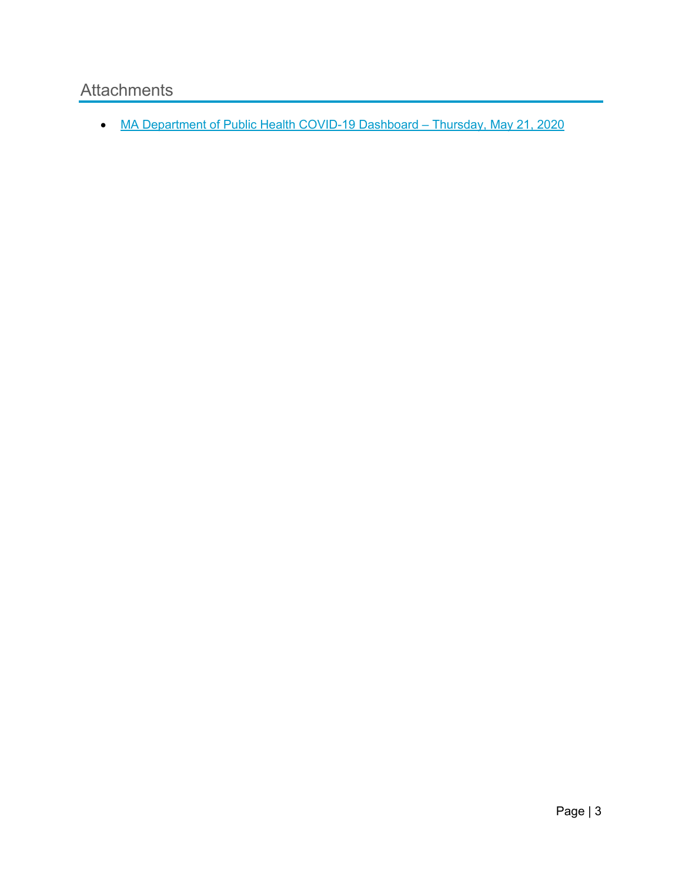## Attachments

- MA Department of Public Health COVID-19 Dashboard – Thursday, May 21, 2020